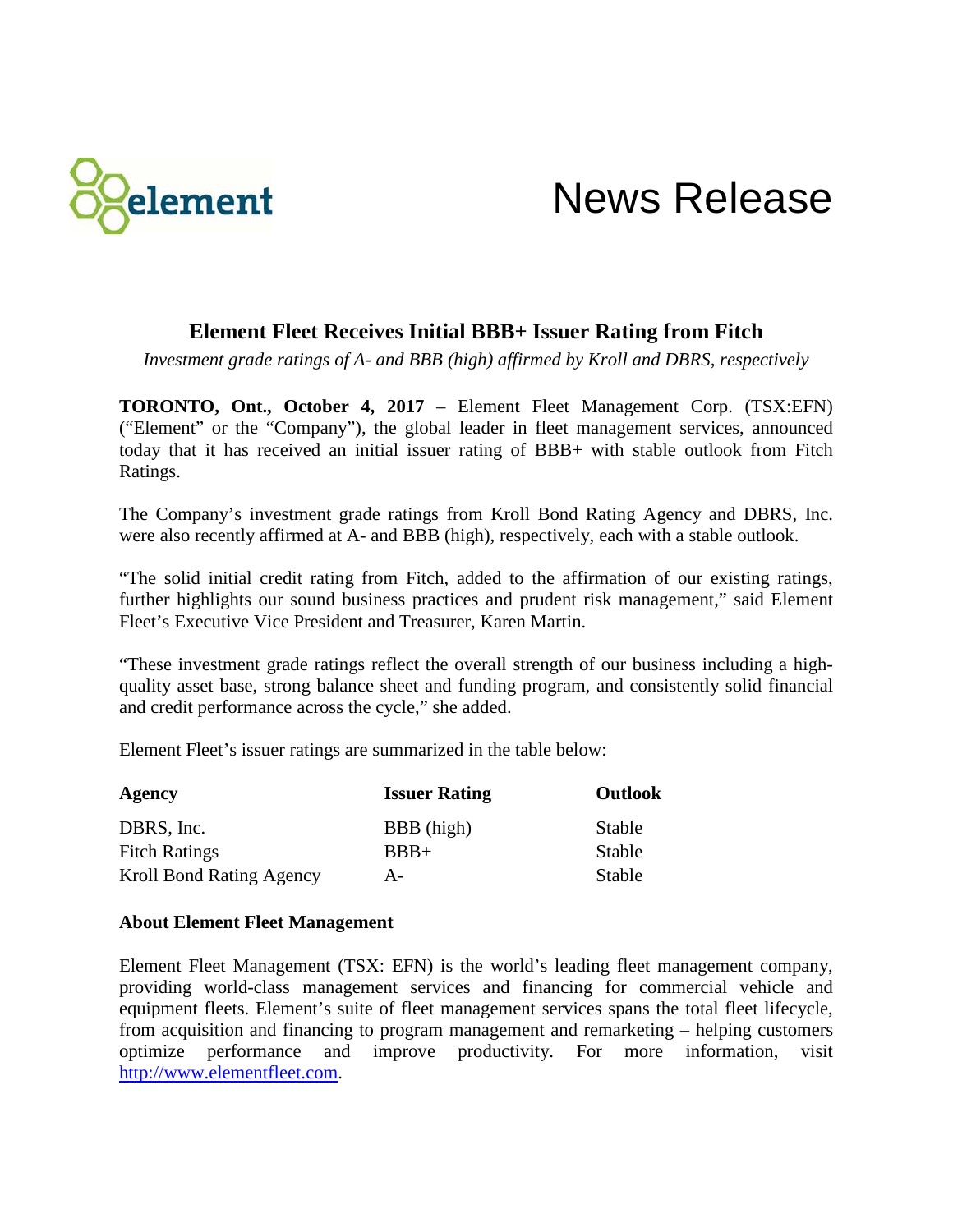element

News Release

## Element Fleet Receives Initial BBB+ Issuer Rating from Fitch

*Investment grade ratings of A- and BBB (high) affirmed by Kroll and DBRS, respectively*

**TORONTO, Ont., October 4, 2017** – Element Fleet Management Corp. (TSX:EFN) ("Element" or the "Company"), the global leader in fleet management services, announced today that it has received an initial issuer rating of BBB+ with stable outlook from Fitch Ratings.

The Company's investment grade ratings from Kroll Bond Rating Agency and DBRS, Inc. were also recently affirmed at A- and BBB (high), respectively, each with a stable outlook.

"The solid initial credit rating from Fitch, added to the affirmation of our existing ratings, further highlights our sound business practices and prudent risk management," said Element Fleet's Executive Vice President and Treasurer, Karen Martin.

"These investment grade ratings reflect the overall strength of our business including a high-quality asset base, strong balance sheet and funding program, and consistently solid financial and credit performance across the cycle," she added.

Element Fleet's issuer ratings are summarized in the table below:

| Agency | Issuer Rating | Outlook |
|---|---|---|
| DBRS, Inc. | BBB (high) | Stable |
| Fitch Ratings | BBB+ | Stable |
| Kroll Bond Rating Agency | A- | Stable |

**About Element Fleet Management**

Element Fleet Management (TSX: EFN) is the world's leading fleet management company, providing world-class management services and financing for commercial vehicle and equipment fleets. Element's suite of fleet management services spans the total fleet lifecycle, from acquisition and financing to program management and remarketing – helping customers optimize performance and improve productivity. For more information, visit http://www.elementfleet.com.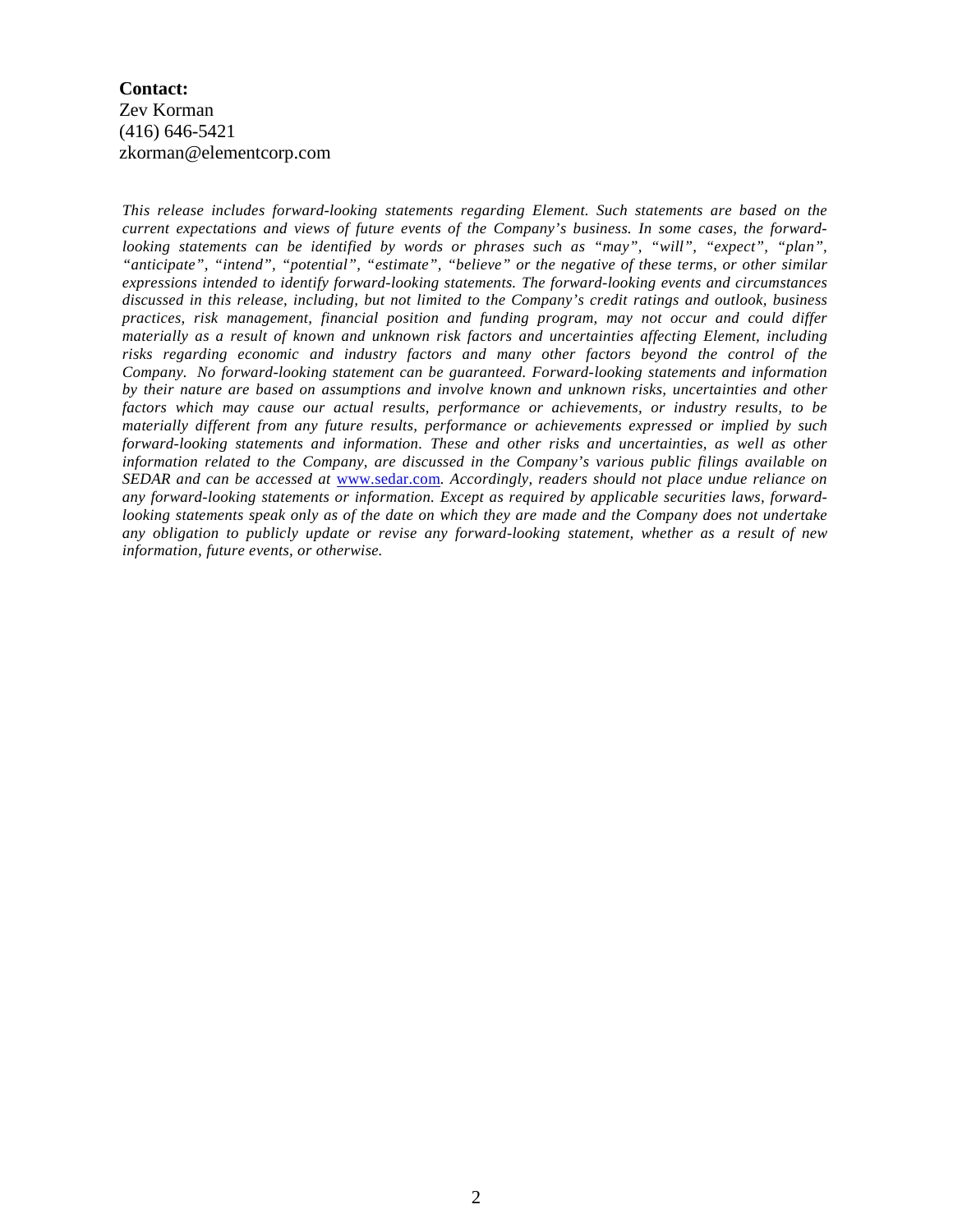**Contact:**
Zev Korman
(416) 646-5421
zkorman@elementcorp.com

*This release includes forward-looking statements regarding Element. Such statements are based on the current expectations and views of future events of the Company's business. In some cases, the forward-looking statements can be identified by words or phrases such as "may", "will", "expect", "plan", "anticipate", "intend", "potential", "estimate", "believe" or the negative of these terms, or other similar expressions intended to identify forward-looking statements. The forward-looking events and circumstances discussed in this release, including, but not limited to the Company's credit ratings and outlook, business practices, risk management, financial position and funding program, may not occur and could differ materially as a result of known and unknown risk factors and uncertainties affecting Element, including risks regarding economic and industry factors and many other factors beyond the control of the Company. No forward-looking statement can be guaranteed. Forward-looking statements and information by their nature are based on assumptions and involve known and unknown risks, uncertainties and other factors which may cause our actual results, performance or achievements, or industry results, to be materially different from any future results, performance or achievements expressed or implied by such forward-looking statements and information. These and other risks and uncertainties, as well as other information related to the Company, are discussed in the Company's various public filings available on SEDAR and can be accessed at* www.sedar.com*. Accordingly, readers should not place undue reliance on any forward-looking statements or information. Except as required by applicable securities laws, forward-looking statements speak only as of the date on which they are made and the Company does not undertake any obligation to publicly update or revise any forward-looking statement, whether as a result of new information, future events, or otherwise.*